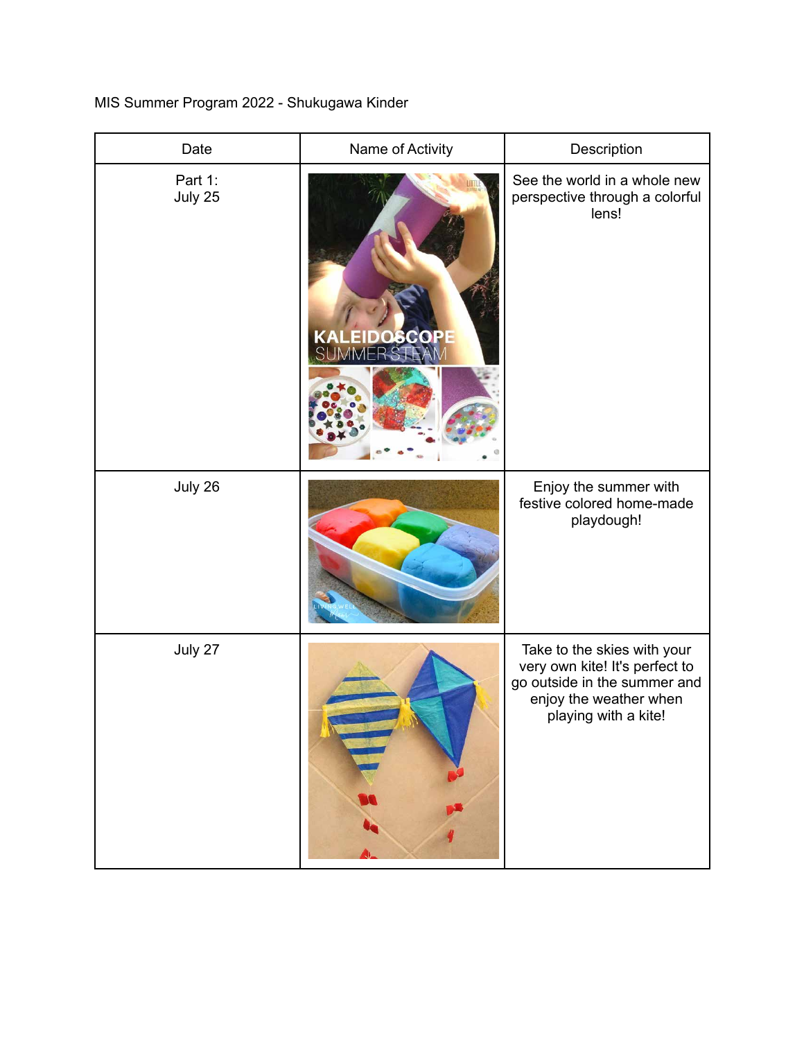MIS Summer Program 2022 - Shukugawa Kinder

| Date | Name of Activity | Description |
|---|---|---|
| Part 1: July 25 | KALEIDOSCOPE SUMMER STEAM | See the world in a whole new perspective through a colorful lens! |
| July 26 | | Enjoy the summer with festive colored home-made playdough! |
| July 27 | | Take to the skies with your very own kite! It's perfect to go outside in the summer and enjoy the weather when playing with a kite! |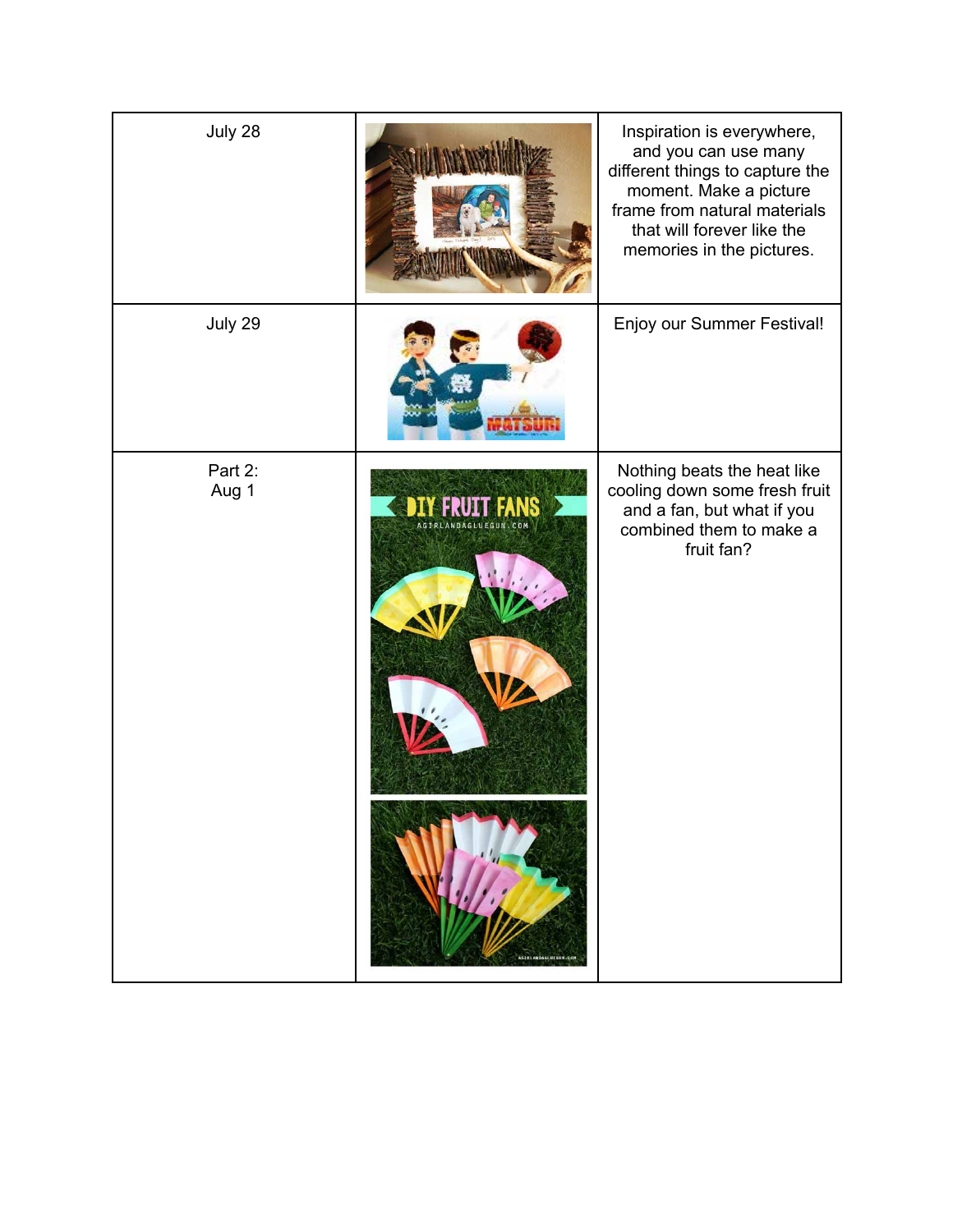| | | |
|---|---|---|
| July 28 | | Inspiration is everywhere, and you can use many different things to capture the moment. Make a picture frame from natural materials that will forever like the memories in the pictures. |
| July 29 | | Enjoy our Summer Festival! |
| Part 2: Aug 1 | | Nothing beats the heat like cooling down some fresh fruit and a fan, but what if you combined them to make a fruit fan? |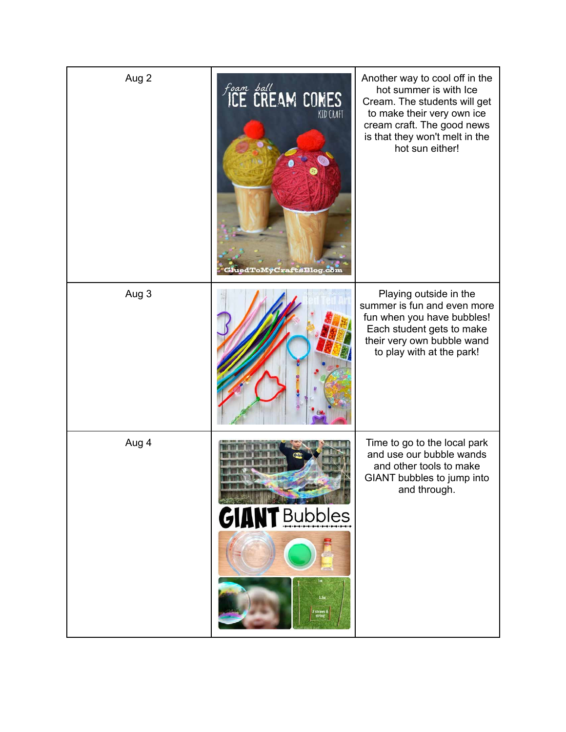| Aug 2 | | Another way to cool off in the hot summer is with Ice Cream. The students will get to make their very own ice cream craft. The good news is that they won't melt in the hot sun either! |
|---|---|---|
| Aug 3 | | Playing outside in the summer is fun and even more fun when you have bubbles! Each student gets to make their very own bubble wand to play with at the park! |
| Aug 4 | | Time to go to the local park and use our bubble wands and other tools to make GIANT bubbles to jump into and through. |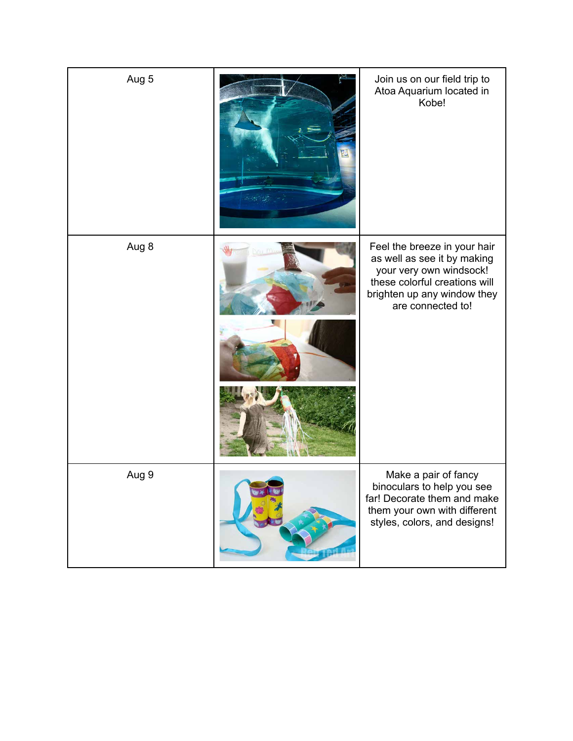| | | |
|---|---|---|
| Aug 5 | | Join us on our field trip to Atoa Aquarium located in Kobe! |
| Aug 8 | | Feel the breeze in your hair as well as see it by making your very own windsock! these colorful creations will brighten up any window they are connected to! |
| Aug 9 | | Make a pair of fancy binoculars to help you see far! Decorate them and make them your own with different styles, colors, and designs! |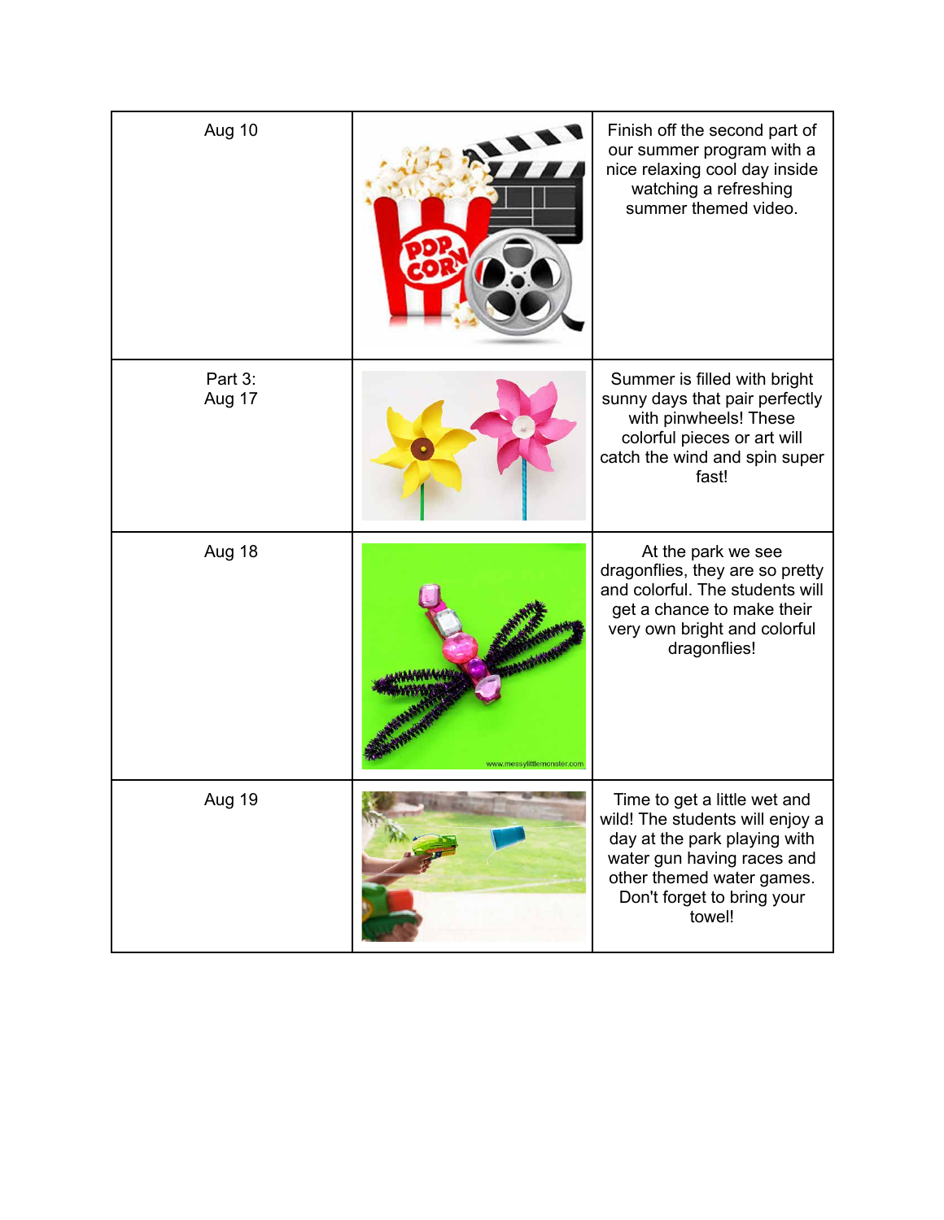| | | |
|---|---|---|
| Aug 10 | | Finish off the second part of our summer program with a nice relaxing cool day inside watching a refreshing summer themed video. |
| Part 3:<br>Aug 17 | | Summer is filled with bright sunny days that pair perfectly with pinwheels! These colorful pieces or art will catch the wind and spin super fast! |
| Aug 18 | | At the park we see dragonflies, they are so pretty and colorful. The students will get a chance to make their very own bright and colorful dragonflies! |
| Aug 19 | | Time to get a little wet and wild! The students will enjoy a day at the park playing with water gun having races and other themed water games. Don't forget to bring your towel! |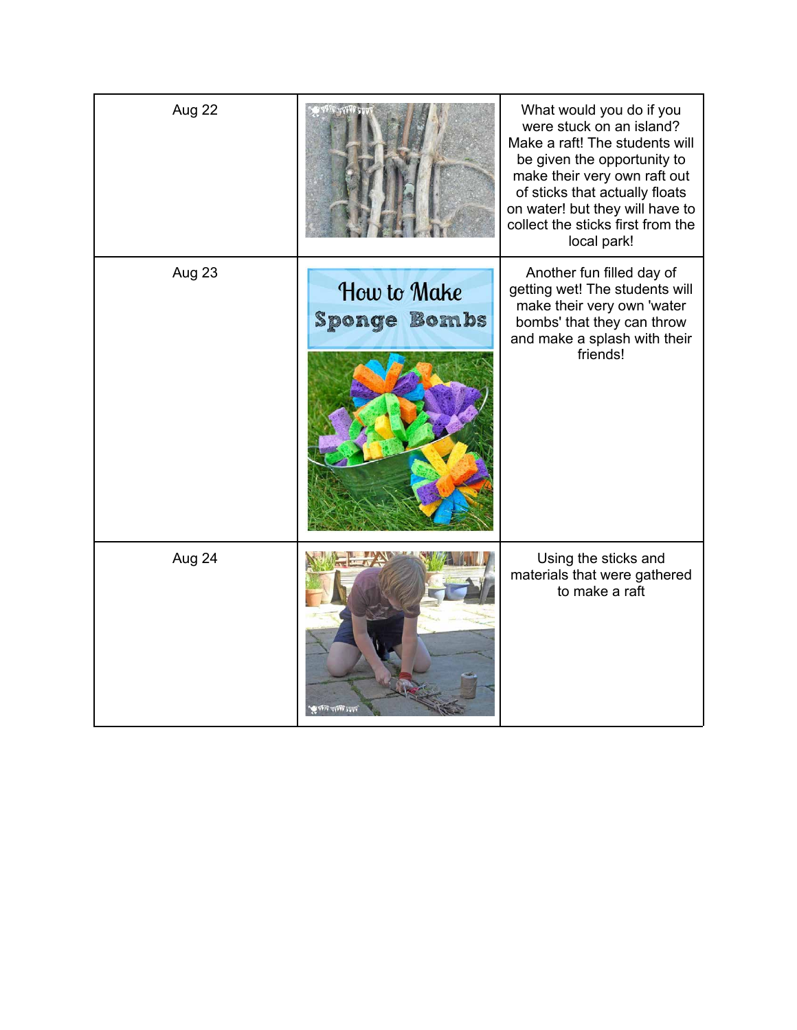| | | |
|---|---|---|
| Aug 22 | | What would you do if you were stuck on an island? Make a raft! The students will be given the opportunity to make their very own raft out of sticks that actually floats on water! but they will have to collect the sticks first from the local park! |
| Aug 23 | How to Make Sponge Bombs | Another fun filled day of getting wet! The students will make their very own 'water bombs' that they can throw and make a splash with their friends! |
| Aug 24 | | Using the sticks and materials that were gathered to make a raft |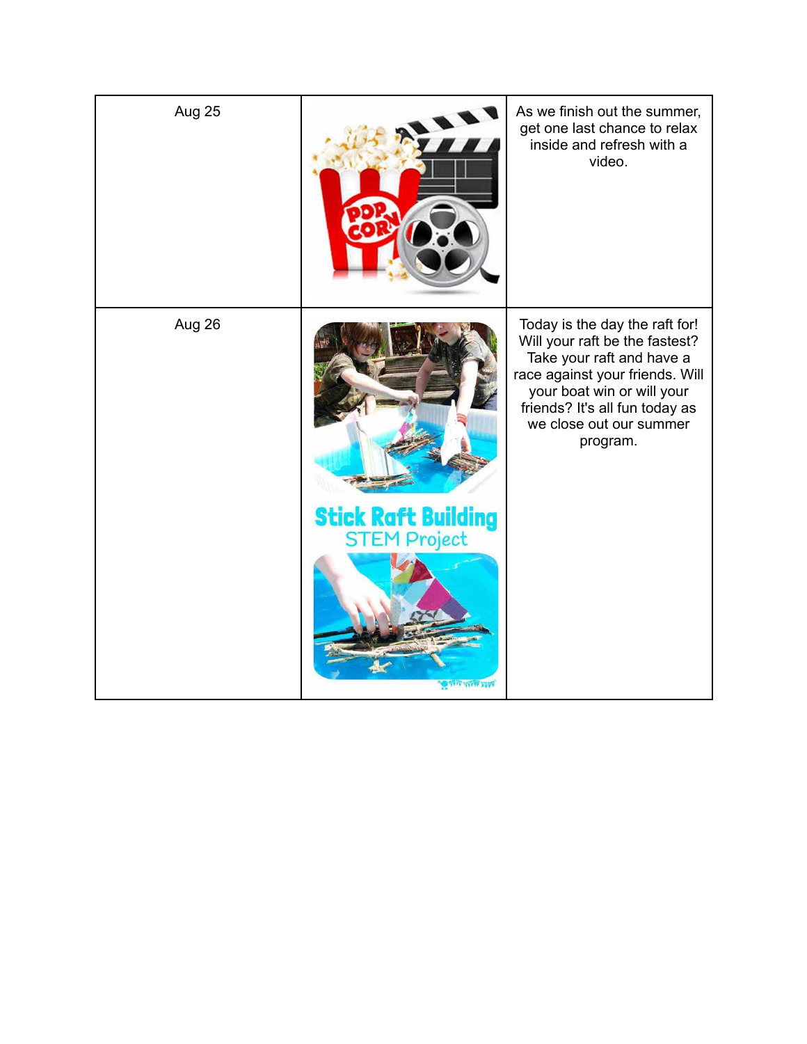| | | |
|---|---|---|
| Aug 25 | | As we finish out the summer, get one last chance to relax inside and refresh with a video. |
| Aug 26 | Stick Raft Building STEM Project | Today is the day the raft for! Will your raft be the fastest? Take your raft and have a race against your friends. Will your boat win or will your friends? It's all fun today as we close out our summer program. |